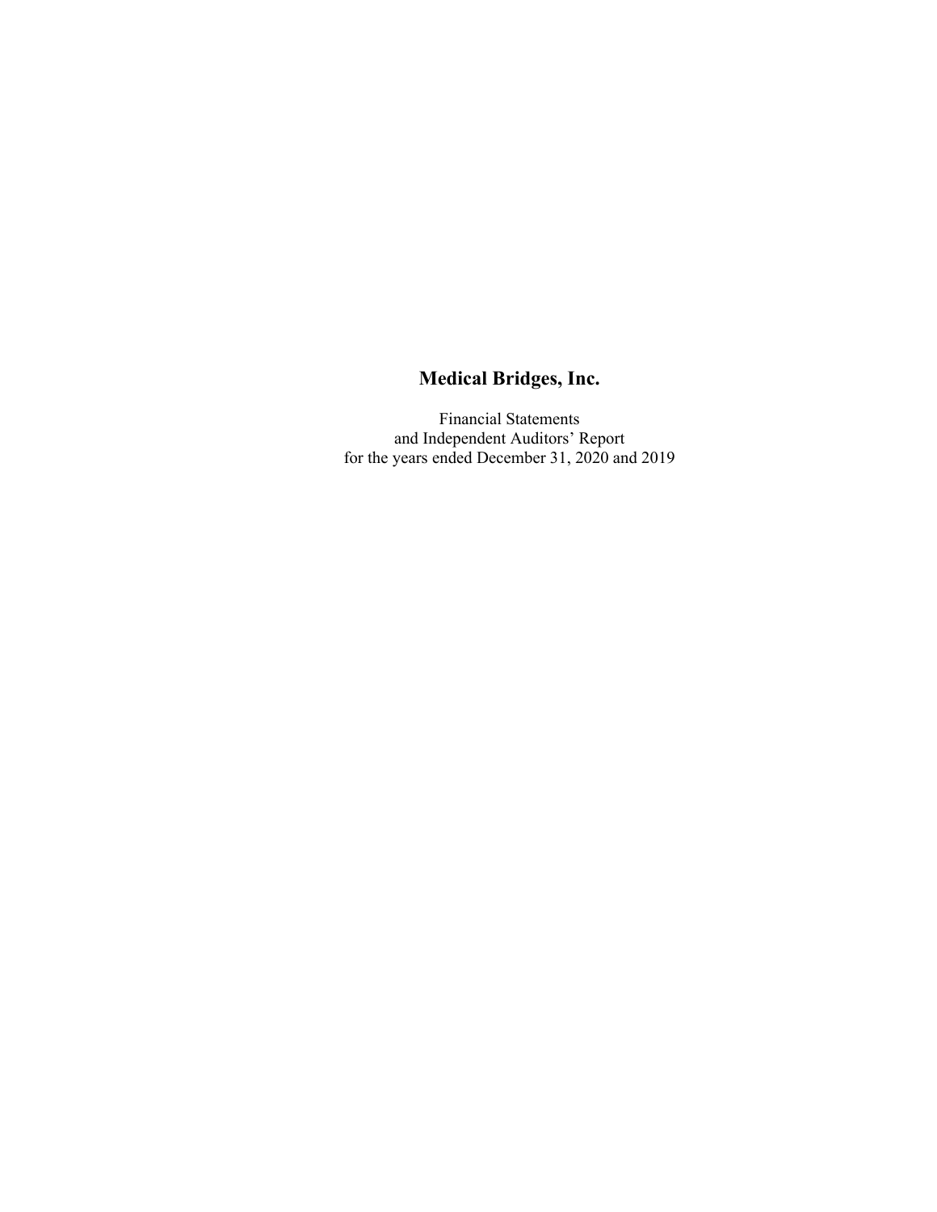# Medical Bridges, Inc.

Financial Statements
and Independent Auditors' Report
for the years ended December 31, 2020 and 2019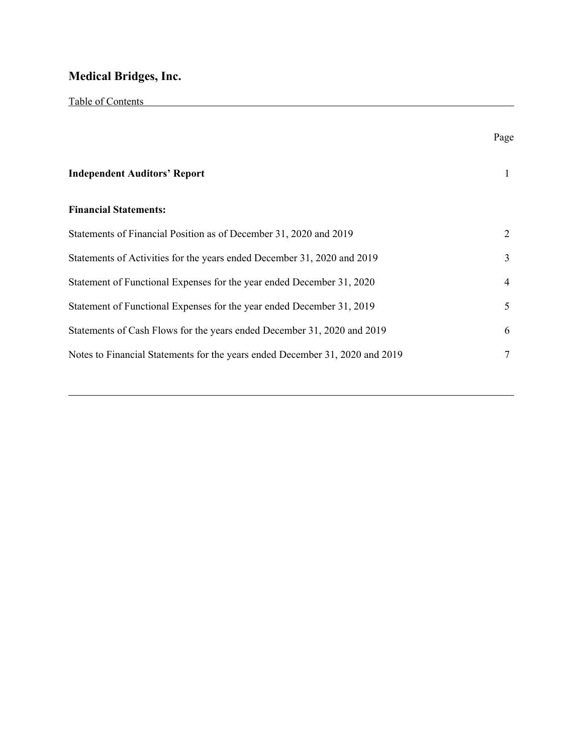# Medical Bridges, Inc.

Table of Contents

| | Page |
|---|---|
| **Independent Auditors' Report** | 1 |
| **Financial Statements:** | |
| Statements of Financial Position as of December 31, 2020 and 2019 | 2 |
| Statements of Activities for the years ended December 31, 2020 and 2019 | 3 |
| Statement of Functional Expenses for the year ended December 31, 2020 | 4 |
| Statement of Functional Expenses for the year ended December 31, 2019 | 5 |
| Statements of Cash Flows for the years ended December 31, 2020 and 2019 | 6 |
| Notes to Financial Statements for the years ended December 31, 2020 and 2019 | 7 |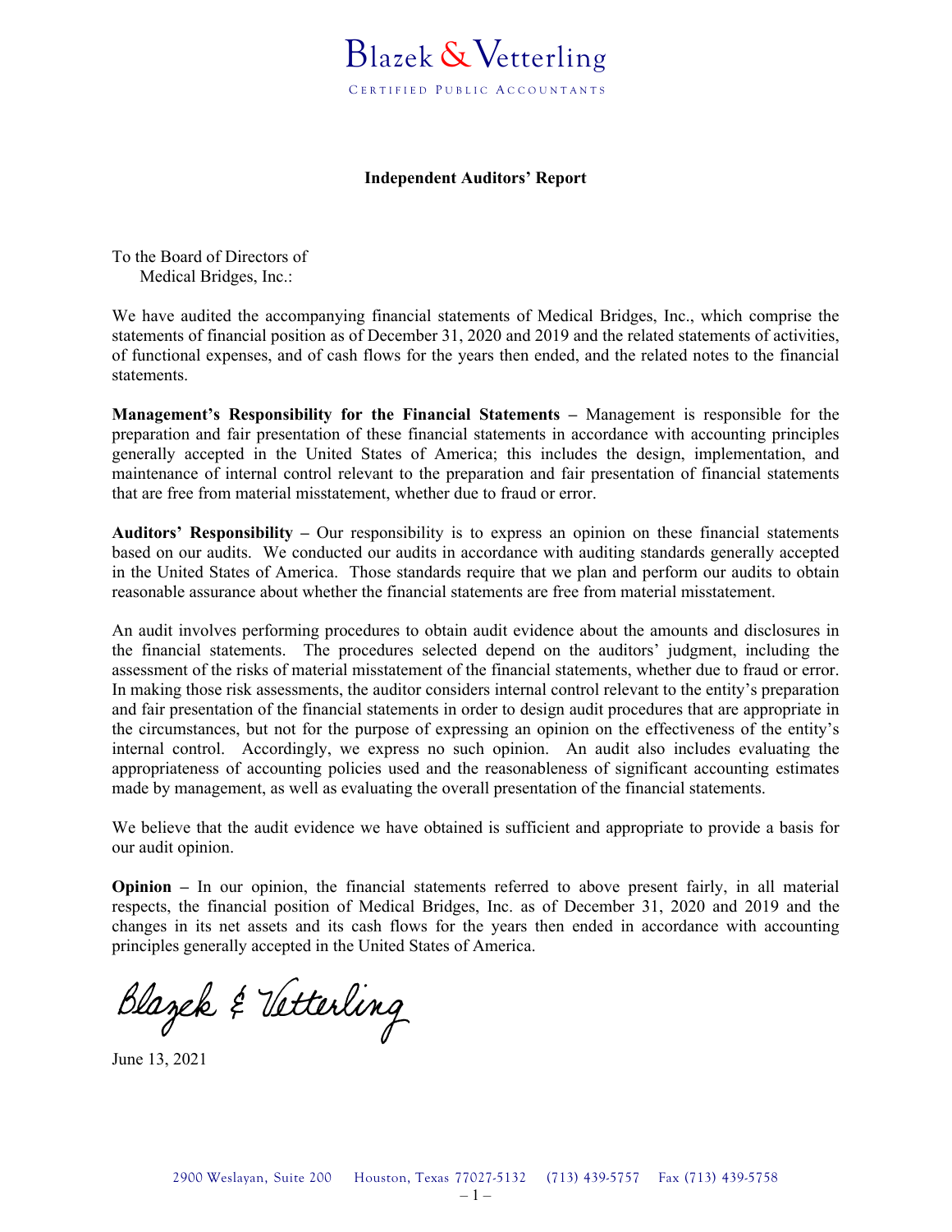Blazek & Vetterling

CERTIFIED PUBLIC ACCOUNTANTS

## Independent Auditors' Report

To the Board of Directors of
Medical Bridges, Inc.:

We have audited the accompanying financial statements of Medical Bridges, Inc., which comprise the statements of financial position as of December 31, 2020 and 2019 and the related statements of activities, of functional expenses, and of cash flows for the years then ended, and the related notes to the financial statements.

**Management's Responsibility for the Financial Statements –** Management is responsible for the preparation and fair presentation of these financial statements in accordance with accounting principles generally accepted in the United States of America; this includes the design, implementation, and maintenance of internal control relevant to the preparation and fair presentation of financial statements that are free from material misstatement, whether due to fraud or error.

**Auditors' Responsibility –** Our responsibility is to express an opinion on these financial statements based on our audits. We conducted our audits in accordance with auditing standards generally accepted in the United States of America. Those standards require that we plan and perform our audits to obtain reasonable assurance about whether the financial statements are free from material misstatement.

An audit involves performing procedures to obtain audit evidence about the amounts and disclosures in the financial statements. The procedures selected depend on the auditors' judgment, including the assessment of the risks of material misstatement of the financial statements, whether due to fraud or error. In making those risk assessments, the auditor considers internal control relevant to the entity's preparation and fair presentation of the financial statements in order to design audit procedures that are appropriate in the circumstances, but not for the purpose of expressing an opinion on the effectiveness of the entity's internal control. Accordingly, we express no such opinion. An audit also includes evaluating the appropriateness of accounting policies used and the reasonableness of significant accounting estimates made by management, as well as evaluating the overall presentation of the financial statements.

We believe that the audit evidence we have obtained is sufficient and appropriate to provide a basis for our audit opinion.

**Opinion –** In our opinion, the financial statements referred to above present fairly, in all material respects, the financial position of Medical Bridges, Inc. as of December 31, 2020 and 2019 and the changes in its net assets and its cash flows for the years then ended in accordance with accounting principles generally accepted in the United States of America.

Blazek & Vetterling

June 13, 2021

2900 Weslayan, Suite 200 Houston, Texas 77027-5132 (713) 439-5757 Fax (713) 439-5758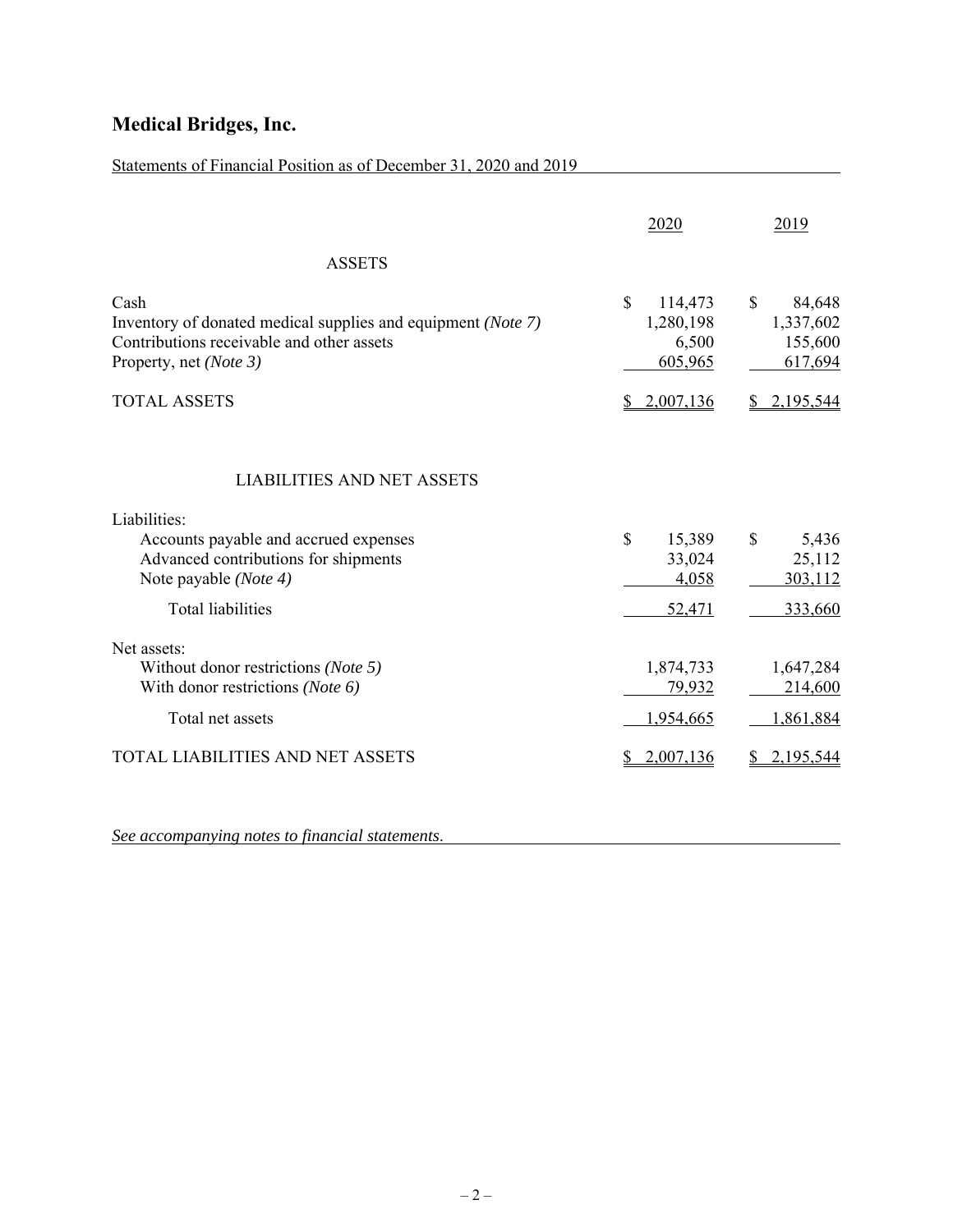# Medical Bridges, Inc.

Statements of Financial Position as of December 31, 2020 and 2019

| | 2020 | 2019 |
|---|---|---|
| **ASSETS** | | |
| Cash | $ 114,473 | $ 84,648 |
| Inventory of donated medical supplies and equipment *(Note 7)* | 1,280,198 | 1,337,602 |
| Contributions receivable and other assets | 6,500 | 155,600 |
| Property, net *(Note 3)* | 605,965 | 617,694 |
| TOTAL ASSETS | $ 2,007,136 | $ 2,195,544 |
| **LIABILITIES AND NET ASSETS** | | |
| Liabilities: | | |
| Accounts payable and accrued expenses | $ 15,389 | $ 5,436 |
| Advanced contributions for shipments | 33,024 | 25,112 |
| Note payable *(Note 4)* | 4,058 | 303,112 |
| Total liabilities | 52,471 | 333,660 |
| Net assets: | | |
| Without donor restrictions *(Note 5)* | 1,874,733 | 1,647,284 |
| With donor restrictions *(Note 6)* | 79,932 | 214,600 |
| Total net assets | 1,954,665 | 1,861,884 |
| TOTAL LIABILITIES AND NET ASSETS | $ 2,007,136 | $ 2,195,544 |

*See accompanying notes to financial statements.*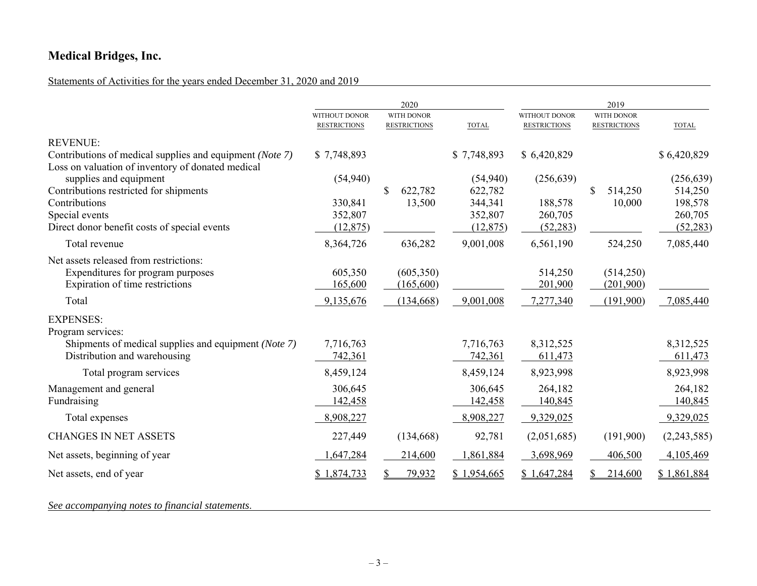## Medical Bridges, Inc.

Statements of Activities for the years ended December 31, 2020 and 2019

| | 2020 | | | 2019 | | |
|---|---|---|---|---|---|---|
| | WITHOUT DONOR RESTRICTIONS | WITH DONOR RESTRICTIONS | TOTAL | WITHOUT DONOR RESTRICTIONS | WITH DONOR RESTRICTIONS | TOTAL |
| REVENUE: | | | | | | |
| Contributions of medical supplies and equipment *(Note 7)* | $ 7,748,893 | | $ 7,748,893 | $ 6,420,829 | | $ 6,420,829 |
| Loss on valuation of inventory of donated medical supplies and equipment | (54,940) | | (54,940) | (256,639) | | (256,639) |
| Contributions restricted for shipments | | $ 622,782 | 622,782 | | $ 514,250 | 514,250 |
| Contributions | 330,841 | 13,500 | 344,341 | 188,578 | 10,000 | 198,578 |
| Special events | 352,807 | | 352,807 | 260,705 | | 260,705 |
| Direct donor benefit costs of special events | (12,875) | | (12,875) | (52,283) | | (52,283) |
| Total revenue | 8,364,726 | 636,282 | 9,001,008 | 6,561,190 | 524,250 | 7,085,440 |
| Net assets released from restrictions: | | | | | | |
| Expenditures for program purposes | 605,350 | (605,350) | | 514,250 | (514,250) | |
| Expiration of time restrictions | 165,600 | (165,600) | | 201,900 | (201,900) | |
| Total | 9,135,676 | (134,668) | 9,001,008 | 7,277,340 | (191,900) | 7,085,440 |
| EXPENSES: | | | | | | |
| Program services: | | | | | | |
| Shipments of medical supplies and equipment *(Note 7)* | 7,716,763 | | 7,716,763 | 8,312,525 | | 8,312,525 |
| Distribution and warehousing | 742,361 | | 742,361 | 611,473 | | 611,473 |
| Total program services | 8,459,124 | | 8,459,124 | 8,923,998 | | 8,923,998 |
| Management and general | 306,645 | | 306,645 | 264,182 | | 264,182 |
| Fundraising | 142,458 | | 142,458 | 140,845 | | 140,845 |
| Total expenses | 8,908,227 | | 8,908,227 | 9,329,025 | | 9,329,025 |
| CHANGES IN NET ASSETS | 227,449 | (134,668) | 92,781 | (2,051,685) | (191,900) | (2,243,585) |
| Net assets, beginning of year | 1,647,284 | 214,600 | 1,861,884 | 3,698,969 | 406,500 | 4,105,469 |
| Net assets, end of year | $ 1,874,733 | $ 79,932 | $ 1,954,665 | $ 1,647,284 | $ 214,600 | $ 1,861,884 |

*See accompanying notes to financial statements.*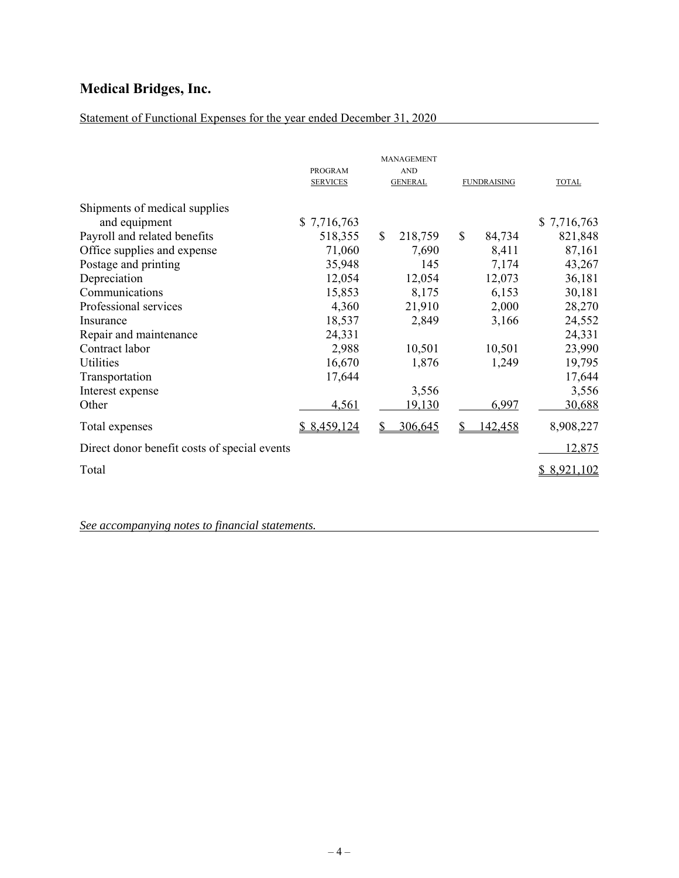# Medical Bridges, Inc.

Statement of Functional Expenses for the year ended December 31, 2020

| | PROGRAM SERVICES | MANAGEMENT AND GENERAL | FUNDRAISING | TOTAL |
|---|---|---|---|---|
| Shipments of medical supplies and equipment | $ 7,716,763 | | | $ 7,716,763 |
| Payroll and related benefits | 518,355 | $ 218,759 | $ 84,734 | 821,848 |
| Office supplies and expense | 71,060 | 7,690 | 8,411 | 87,161 |
| Postage and printing | 35,948 | 145 | 7,174 | 43,267 |
| Depreciation | 12,054 | 12,054 | 12,073 | 36,181 |
| Communications | 15,853 | 8,175 | 6,153 | 30,181 |
| Professional services | 4,360 | 21,910 | 2,000 | 28,270 |
| Insurance | 18,537 | 2,849 | 3,166 | 24,552 |
| Repair and maintenance | 24,331 | | | 24,331 |
| Contract labor | 2,988 | 10,501 | 10,501 | 23,990 |
| Utilities | 16,670 | 1,876 | 1,249 | 19,795 |
| Transportation | 17,644 | | | 17,644 |
| Interest expense | | 3,556 | | 3,556 |
| Other | 4,561 | 19,130 | 6,997 | 30,688 |
| Total expenses | $ 8,459,124 | $ 306,645 | $ 142,458 | 8,908,227 |
| Direct donor benefit costs of special events | | | | 12,875 |
| Total | | | | $ 8,921,102 |

*See accompanying notes to financial statements.*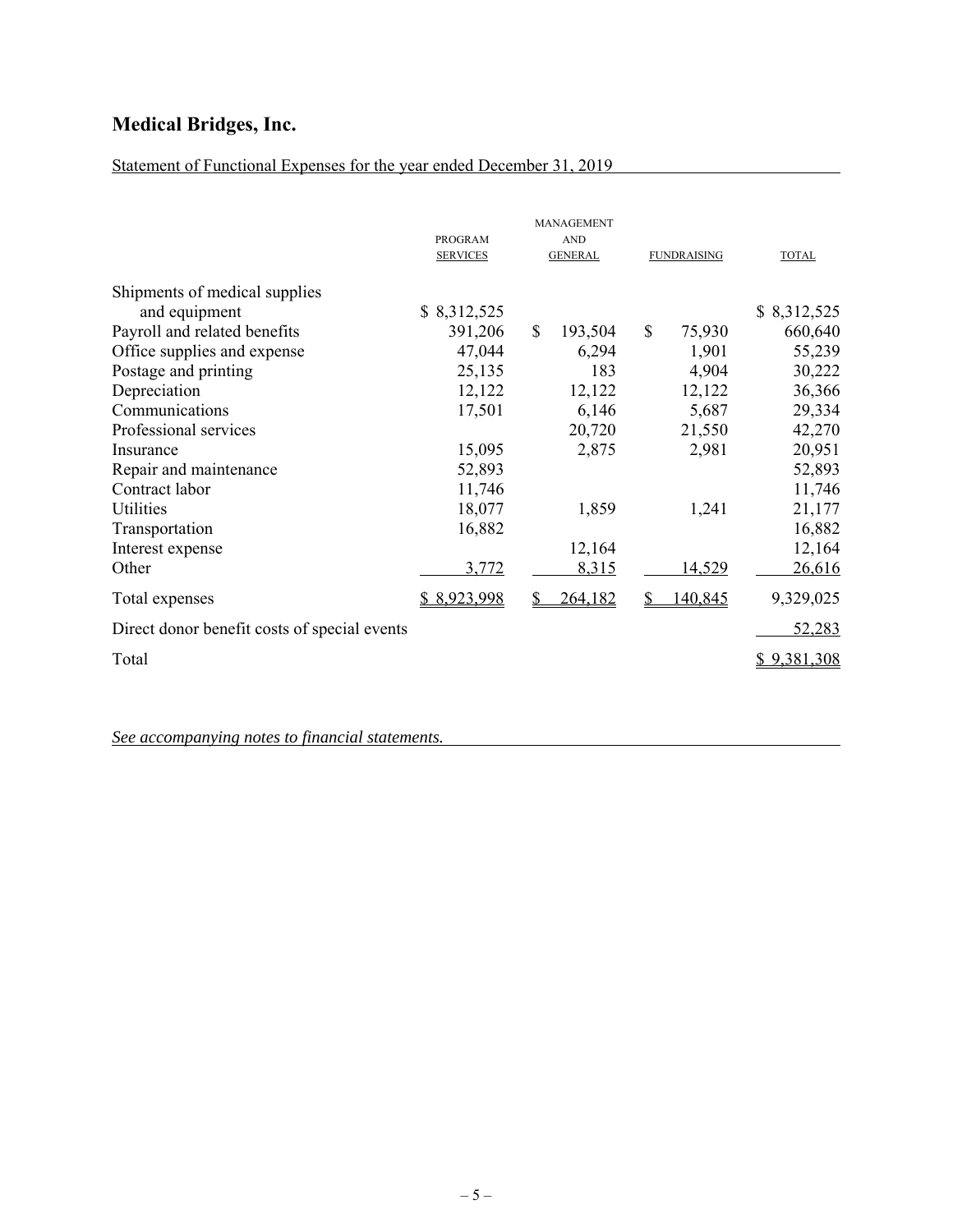# Medical Bridges, Inc.

Statement of Functional Expenses for the year ended December 31, 2019

| | PROGRAM SERVICES | MANAGEMENT AND GENERAL | FUNDRAISING | TOTAL |
|---|---|---|---|---|
| Shipments of medical supplies and equipment | $ 8,312,525 | | | $ 8,312,525 |
| Payroll and related benefits | 391,206 | $ 193,504 | $ 75,930 | 660,640 |
| Office supplies and expense | 47,044 | 6,294 | 1,901 | 55,239 |
| Postage and printing | 25,135 | 183 | 4,904 | 30,222 |
| Depreciation | 12,122 | 12,122 | 12,122 | 36,366 |
| Communications | 17,501 | 6,146 | 5,687 | 29,334 |
| Professional services | | 20,720 | 21,550 | 42,270 |
| Insurance | 15,095 | 2,875 | 2,981 | 20,951 |
| Repair and maintenance | 52,893 | | | 52,893 |
| Contract labor | 11,746 | | | 11,746 |
| Utilities | 18,077 | 1,859 | 1,241 | 21,177 |
| Transportation | 16,882 | | | 16,882 |
| Interest expense | | 12,164 | | 12,164 |
| Other | 3,772 | 8,315 | 14,529 | 26,616 |
| Total expenses | $ 8,923,998 | $ 264,182 | $ 140,845 | 9,329,025 |
| Direct donor benefit costs of special events | | | | 52,283 |
| Total | | | | $ 9,381,308 |

*See accompanying notes to financial statements.*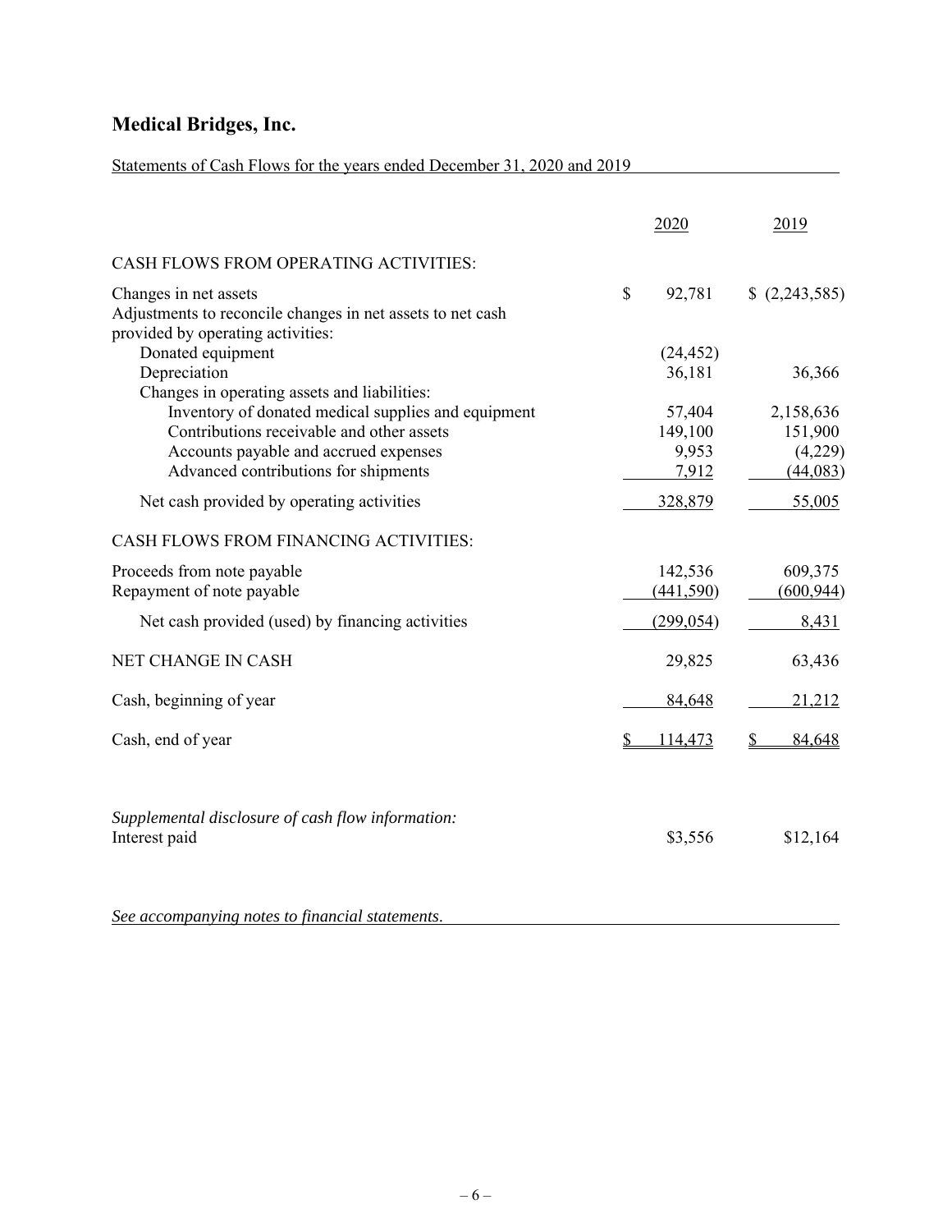# Medical Bridges, Inc.

Statements of Cash Flows for the years ended December 31, 2020 and 2019

| | 2020 | 2019 |
|---|---|---|
| CASH FLOWS FROM OPERATING ACTIVITIES: | | |
| Changes in net assets | $ 92,781 | $ (2,243,585) |
| Adjustments to reconcile changes in net assets to net cash provided by operating activities: | | |
| Donated equipment | (24,452) | |
| Depreciation | 36,181 | 36,366 |
| Changes in operating assets and liabilities: | | |
| Inventory of donated medical supplies and equipment | 57,404 | 2,158,636 |
| Contributions receivable and other assets | 149,100 | 151,900 |
| Accounts payable and accrued expenses | 9,953 | (4,229) |
| Advanced contributions for shipments | 7,912 | (44,083) |
| Net cash provided by operating activities | 328,879 | 55,005 |
| CASH FLOWS FROM FINANCING ACTIVITIES: | | |
| Proceeds from note payable | 142,536 | 609,375 |
| Repayment of note payable | (441,590) | (600,944) |
| Net cash provided (used) by financing activities | (299,054) | 8,431 |
| NET CHANGE IN CASH | 29,825 | 63,436 |
| Cash, beginning of year | 84,648 | 21,212 |
| Cash, end of year | $ 114,473 | $ 84,648 |

*Supplemental disclosure of cash flow information:*

| | 2020 | 2019 |
|---|---|---|
| Interest paid | $3,556 | $12,164 |

*See accompanying notes to financial statements.*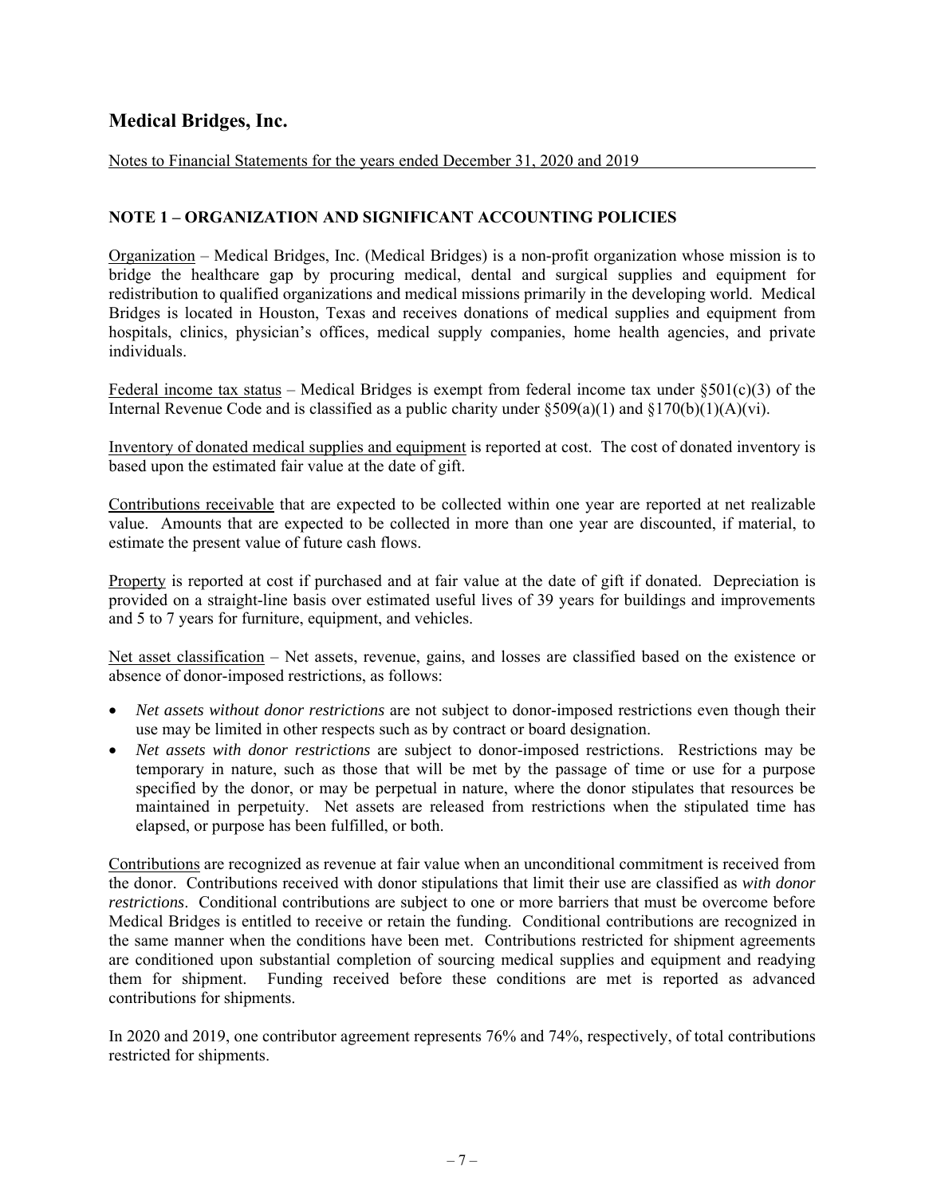# Medical Bridges, Inc.

Notes to Financial Statements for the years ended December 31, 2020 and 2019

## NOTE 1 – ORGANIZATION AND SIGNIFICANT ACCOUNTING POLICIES

Organization – Medical Bridges, Inc. (Medical Bridges) is a non-profit organization whose mission is to bridge the healthcare gap by procuring medical, dental and surgical supplies and equipment for redistribution to qualified organizations and medical missions primarily in the developing world. Medical Bridges is located in Houston, Texas and receives donations of medical supplies and equipment from hospitals, clinics, physician's offices, medical supply companies, home health agencies, and private individuals.

Federal income tax status – Medical Bridges is exempt from federal income tax under §501(c)(3) of the Internal Revenue Code and is classified as a public charity under §509(a)(1) and §170(b)(1)(A)(vi).

Inventory of donated medical supplies and equipment is reported at cost. The cost of donated inventory is based upon the estimated fair value at the date of gift.

Contributions receivable that are expected to be collected within one year are reported at net realizable value. Amounts that are expected to be collected in more than one year are discounted, if material, to estimate the present value of future cash flows.

Property is reported at cost if purchased and at fair value at the date of gift if donated. Depreciation is provided on a straight-line basis over estimated useful lives of 39 years for buildings and improvements and 5 to 7 years for furniture, equipment, and vehicles.

Net asset classification – Net assets, revenue, gains, and losses are classified based on the existence or absence of donor-imposed restrictions, as follows:

- *Net assets without donor restrictions* are not subject to donor-imposed restrictions even though their use may be limited in other respects such as by contract or board designation.
- *Net assets with donor restrictions* are subject to donor-imposed restrictions. Restrictions may be temporary in nature, such as those that will be met by the passage of time or use for a purpose specified by the donor, or may be perpetual in nature, where the donor stipulates that resources be maintained in perpetuity. Net assets are released from restrictions when the stipulated time has elapsed, or purpose has been fulfilled, or both.

Contributions are recognized as revenue at fair value when an unconditional commitment is received from the donor. Contributions received with donor stipulations that limit their use are classified as *with donor restrictions*. Conditional contributions are subject to one or more barriers that must be overcome before Medical Bridges is entitled to receive or retain the funding. Conditional contributions are recognized in the same manner when the conditions have been met. Contributions restricted for shipment agreements are conditioned upon substantial completion of sourcing medical supplies and equipment and readying them for shipment. Funding received before these conditions are met is reported as advanced contributions for shipments.

In 2020 and 2019, one contributor agreement represents 76% and 74%, respectively, of total contributions restricted for shipments.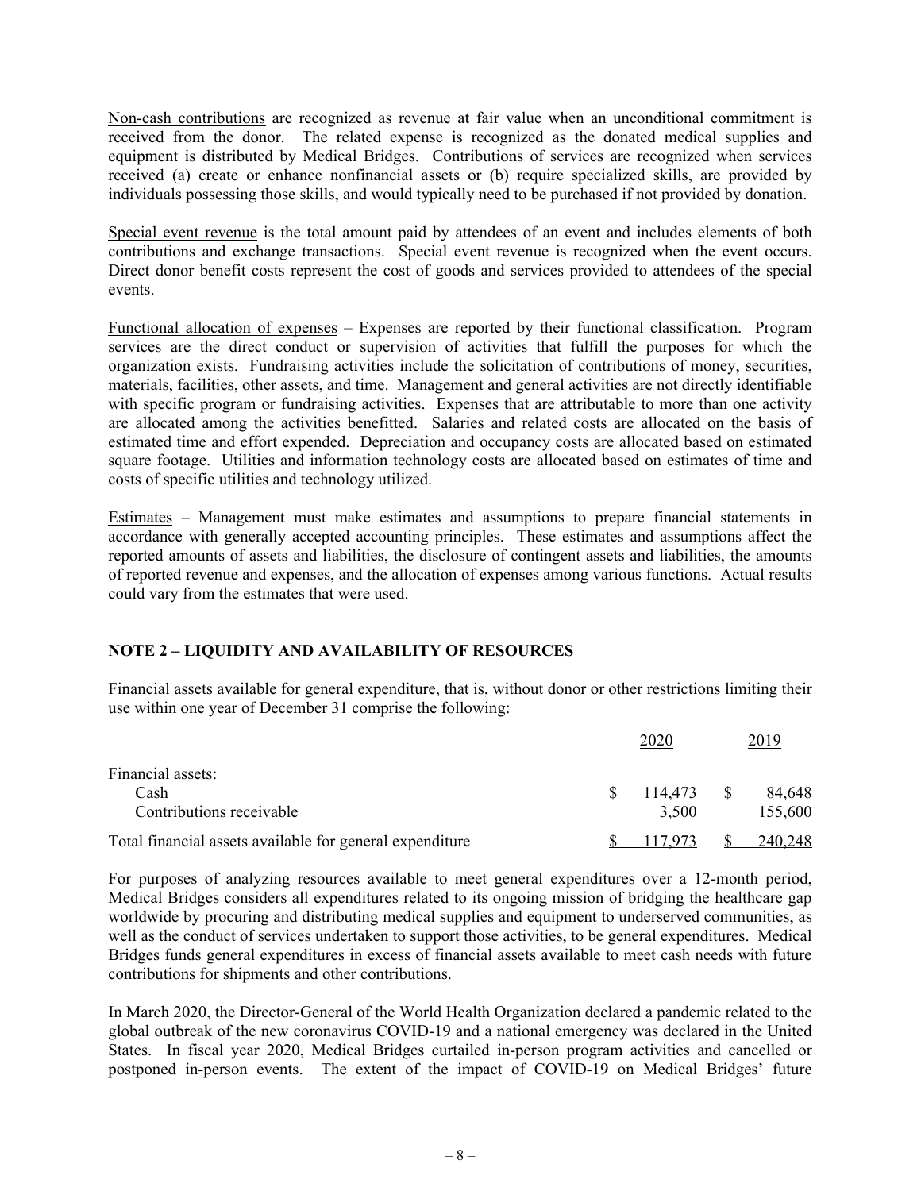Non-cash contributions are recognized as revenue at fair value when an unconditional commitment is received from the donor. The related expense is recognized as the donated medical supplies and equipment is distributed by Medical Bridges. Contributions of services are recognized when services received (a) create or enhance nonfinancial assets or (b) require specialized skills, are provided by individuals possessing those skills, and would typically need to be purchased if not provided by donation.

Special event revenue is the total amount paid by attendees of an event and includes elements of both contributions and exchange transactions. Special event revenue is recognized when the event occurs. Direct donor benefit costs represent the cost of goods and services provided to attendees of the special events.

Functional allocation of expenses – Expenses are reported by their functional classification. Program services are the direct conduct or supervision of activities that fulfill the purposes for which the organization exists. Fundraising activities include the solicitation of contributions of money, securities, materials, facilities, other assets, and time. Management and general activities are not directly identifiable with specific program or fundraising activities. Expenses that are attributable to more than one activity are allocated among the activities benefitted. Salaries and related costs are allocated on the basis of estimated time and effort expended. Depreciation and occupancy costs are allocated based on estimated square footage. Utilities and information technology costs are allocated based on estimates of time and costs of specific utilities and technology utilized.

Estimates – Management must make estimates and assumptions to prepare financial statements in accordance with generally accepted accounting principles. These estimates and assumptions affect the reported amounts of assets and liabilities, the disclosure of contingent assets and liabilities, the amounts of reported revenue and expenses, and the allocation of expenses among various functions. Actual results could vary from the estimates that were used.

## NOTE 2 – LIQUIDITY AND AVAILABILITY OF RESOURCES

Financial assets available for general expenditure, that is, without donor or other restrictions limiting their use within one year of December 31 comprise the following:

| | 2020 | 2019 |
|---|---|---|
| Financial assets: | | |
| Cash | $ 114,473 | $ 84,648 |
| Contributions receivable | 3,500 | 155,600 |
| Total financial assets available for general expenditure | $ 117,973 | $ 240,248 |

For purposes of analyzing resources available to meet general expenditures over a 12-month period, Medical Bridges considers all expenditures related to its ongoing mission of bridging the healthcare gap worldwide by procuring and distributing medical supplies and equipment to underserved communities, as well as the conduct of services undertaken to support those activities, to be general expenditures. Medical Bridges funds general expenditures in excess of financial assets available to meet cash needs with future contributions for shipments and other contributions.

In March 2020, the Director-General of the World Health Organization declared a pandemic related to the global outbreak of the new coronavirus COVID-19 and a national emergency was declared in the United States. In fiscal year 2020, Medical Bridges curtailed in-person program activities and cancelled or postponed in-person events. The extent of the impact of COVID-19 on Medical Bridges' future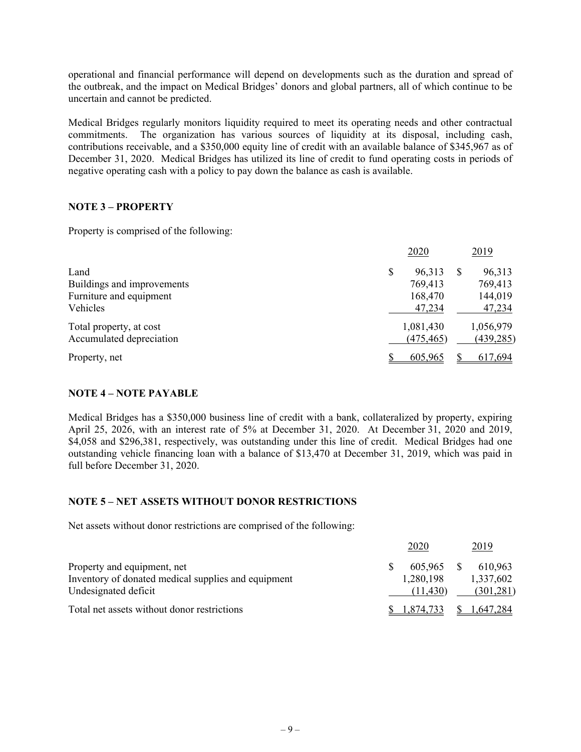operational and financial performance will depend on developments such as the duration and spread of the outbreak, and the impact on Medical Bridges' donors and global partners, all of which continue to be uncertain and cannot be predicted.

Medical Bridges regularly monitors liquidity required to meet its operating needs and other contractual commitments. The organization has various sources of liquidity at its disposal, including cash, contributions receivable, and a $350,000 equity line of credit with an available balance of $345,967 as of December 31, 2020. Medical Bridges has utilized its line of credit to fund operating costs in periods of negative operating cash with a policy to pay down the balance as cash is available.

## NOTE 3 – PROPERTY

Property is comprised of the following:

| | 2020 | 2019 |
|---|---|---|
| Land | $ 96,313 | $ 96,313 |
| Buildings and improvements | 769,413 | 769,413 |
| Furniture and equipment | 168,470 | 144,019 |
| Vehicles | 47,234 | 47,234 |
| Total property, at cost | 1,081,430 | 1,056,979 |
| Accumulated depreciation | (475,465) | (439,285) |
| Property, net | $ 605,965 | $ 617,694 |

## NOTE 4 – NOTE PAYABLE

Medical Bridges has a $350,000 business line of credit with a bank, collateralized by property, expiring April 25, 2026, with an interest rate of 5% at December 31, 2020. At December 31, 2020 and 2019, $4,058 and $296,381, respectively, was outstanding under this line of credit. Medical Bridges had one outstanding vehicle financing loan with a balance of $13,470 at December 31, 2019, which was paid in full before December 31, 2020.

## NOTE 5 – NET ASSETS WITHOUT DONOR RESTRICTIONS

Net assets without donor restrictions are comprised of the following:

| | 2020 | 2019 |
|---|---|---|
| Property and equipment, net | $ 605,965 | $ 610,963 |
| Inventory of donated medical supplies and equipment | 1,280,198 | 1,337,602 |
| Undesignated deficit | (11,430) | (301,281) |
| Total net assets without donor restrictions | $ 1,874,733 | $ 1,647,284 |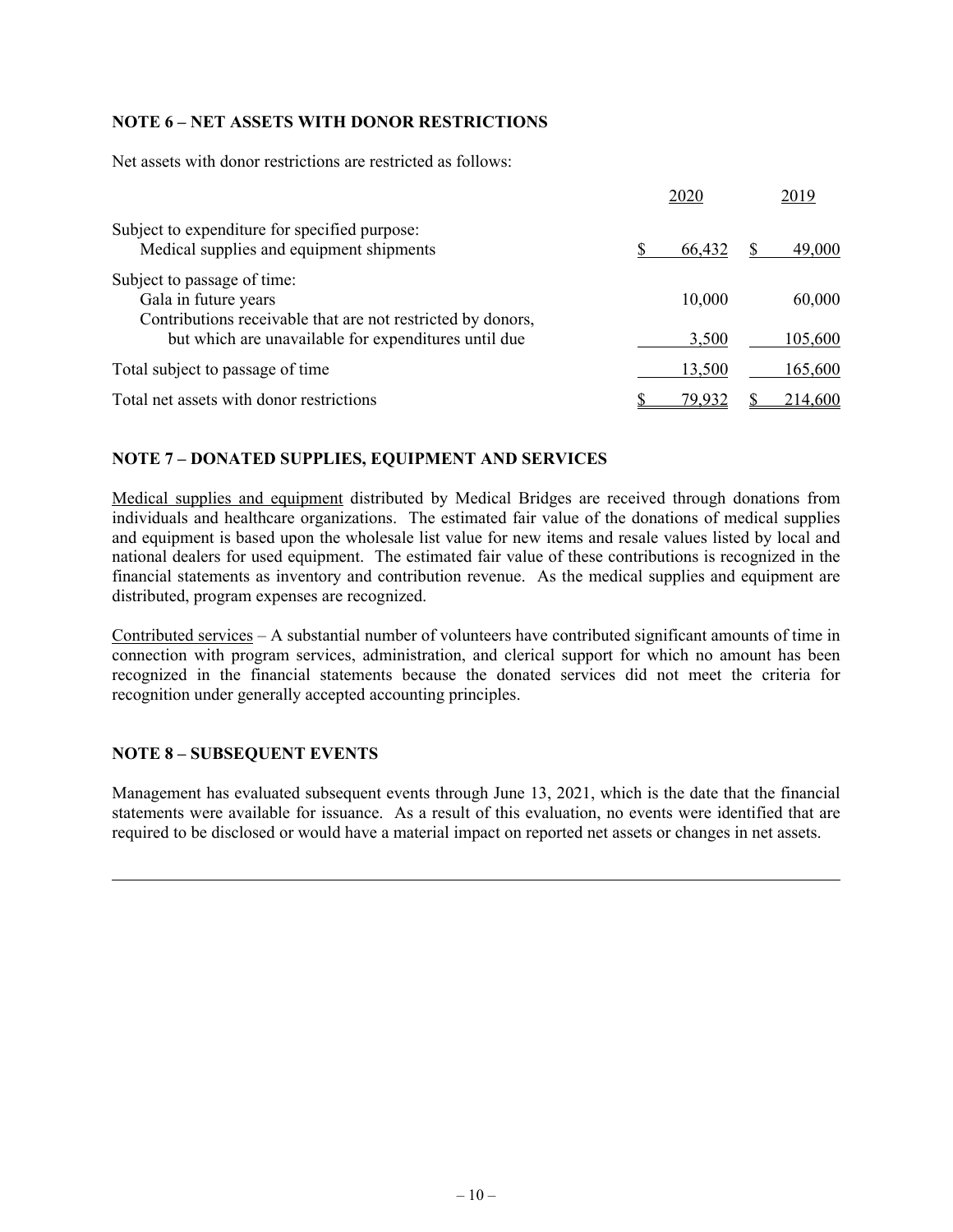### NOTE 6 – NET ASSETS WITH DONOR RESTRICTIONS

Net assets with donor restrictions are restricted as follows:

| | 2020 | 2019 |
|---|---|---|
| Subject to expenditure for specified purpose: | | |
| Medical supplies and equipment shipments | $ 66,432 | $ 49,000 |
| Subject to passage of time: | | |
| Gala in future years | 10,000 | 60,000 |
| Contributions receivable that are not restricted by donors, but which are unavailable for expenditures until due | 3,500 | 105,600 |
| Total subject to passage of time | 13,500 | 165,600 |
| Total net assets with donor restrictions | $ 79,932 | $ 214,600 |

### NOTE 7 – DONATED SUPPLIES, EQUIPMENT AND SERVICES

Medical supplies and equipment distributed by Medical Bridges are received through donations from individuals and healthcare organizations. The estimated fair value of the donations of medical supplies and equipment is based upon the wholesale list value for new items and resale values listed by local and national dealers for used equipment. The estimated fair value of these contributions is recognized in the financial statements as inventory and contribution revenue. As the medical supplies and equipment are distributed, program expenses are recognized.

Contributed services – A substantial number of volunteers have contributed significant amounts of time in connection with program services, administration, and clerical support for which no amount has been recognized in the financial statements because the donated services did not meet the criteria for recognition under generally accepted accounting principles.

### NOTE 8 – SUBSEQUENT EVENTS

Management has evaluated subsequent events through June 13, 2021, which is the date that the financial statements were available for issuance. As a result of this evaluation, no events were identified that are required to be disclosed or would have a material impact on reported net assets or changes in net assets.